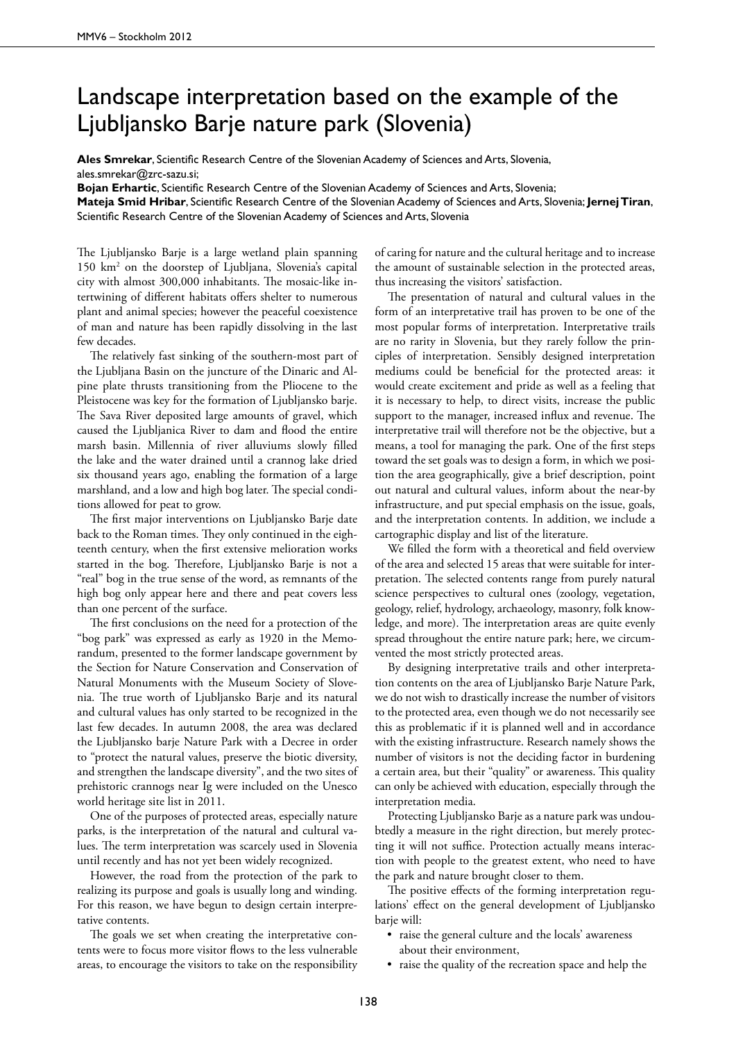# Landscape interpretation based on the example of the Ljubljansko Barje nature park (Slovenia)

**Ales Smrekar**, Scientific Research Centre of the Slovenian Academy of Sciences and Arts, Slovenia, ales.smrekar@zrc-sazu.si;

**Bojan Erhartic**, Scientific Research Centre of the Slovenian Academy of Sciences and Arts, Slovenia;

**Mateja Smid Hribar**, Scientific Research Centre of the Slovenian Academy of Sciences and Arts, Slovenia; **Jernej Tiran**, Scientific Research Centre of the Slovenian Academy of Sciences and Arts, Slovenia

The Ljubljansko Barje is a large wetland plain spanning 150 km$^2$ on the doorstep of Ljubljana, Slovenia's capital city with almost 300,000 inhabitants. The mosaic-like intertwining of different habitats offers shelter to numerous plant and animal species; however the peaceful coexistence of man and nature has been rapidly dissolving in the last few decades.

The relatively fast sinking of the southern-most part of the Ljubljana Basin on the juncture of the Dinaric and Alpine plate thrusts transitioning from the Pliocene to the Pleistocene was key for the formation of Ljubljansko barje. The Sava River deposited large amounts of gravel, which caused the Ljubljanica River to dam and flood the entire marsh basin. Millennia of river alluviums slowly filled the lake and the water drained until a crannog lake dried six thousand years ago, enabling the formation of a large marshland, and a low and high bog later. The special conditions allowed for peat to grow.

The first major interventions on Ljubljansko Barje date back to the Roman times. They only continued in the eighteenth century, when the first extensive melioration works started in the bog. Therefore, Ljubljansko Barje is not a "real" bog in the true sense of the word, as remnants of the high bog only appear here and there and peat covers less than one percent of the surface.

The first conclusions on the need for a protection of the "bog park" was expressed as early as 1920 in the Memorandum, presented to the former landscape government by the Section for Nature Conservation and Conservation of Natural Monuments with the Museum Society of Slovenia. The true worth of Ljubljansko Barje and its natural and cultural values has only started to be recognized in the last few decades. In autumn 2008, the area was declared the Ljubljansko barje Nature Park with a Decree in order to "protect the natural values, preserve the biotic diversity, and strengthen the landscape diversity", and the two sites of prehistoric crannogs near Ig were included on the Unesco world heritage site list in 2011.

One of the purposes of protected areas, especially nature parks, is the interpretation of the natural and cultural values. The term interpretation was scarcely used in Slovenia until recently and has not yet been widely recognized.

However, the road from the protection of the park to realizing its purpose and goals is usually long and winding. For this reason, we have begun to design certain interpretative contents.

The goals we set when creating the interpretative contents were to focus more visitor flows to the less vulnerable areas, to encourage the visitors to take on the responsibility of caring for nature and the cultural heritage and to increase the amount of sustainable selection in the protected areas, thus increasing the visitors' satisfaction.

The presentation of natural and cultural values in the form of an interpretative trail has proven to be one of the most popular forms of interpretation. Interpretative trails are no rarity in Slovenia, but they rarely follow the principles of interpretation. Sensibly designed interpretation mediums could be beneficial for the protected areas: it would create excitement and pride as well as a feeling that it is necessary to help, to direct visits, increase the public support to the manager, increased influx and revenue. The interpretative trail will therefore not be the objective, but a means, a tool for managing the park. One of the first steps toward the set goals was to design a form, in which we position the area geographically, give a brief description, point out natural and cultural values, inform about the near-by infrastructure, and put special emphasis on the issue, goals, and the interpretation contents. In addition, we include a cartographic display and list of the literature.

We filled the form with a theoretical and field overview of the area and selected 15 areas that were suitable for interpretation. The selected contents range from purely natural science perspectives to cultural ones (zoology, vegetation, geology, relief, hydrology, archaeology, masonry, folk knowledge, and more). The interpretation areas are quite evenly spread throughout the entire nature park; here, we circumvented the most strictly protected areas.

By designing interpretative trails and other interpretation contents on the area of Ljubljansko Barje Nature Park, we do not wish to drastically increase the number of visitors to the protected area, even though we do not necessarily see this as problematic if it is planned well and in accordance with the existing infrastructure. Research namely shows the number of visitors is not the deciding factor in burdening a certain area, but their "quality" or awareness. This quality can only be achieved with education, especially through the interpretation media.

Protecting Ljubljansko Barje as a nature park was undoubtedly a measure in the right direction, but merely protecting it will not suffice. Protection actually means interaction with people to the greatest extent, who need to have the park and nature brought closer to them.

The positive effects of the forming interpretation regulations' effect on the general development of Ljubljansko barje will:

- raise the general culture and the locals' awareness about their environment,
- raise the quality of the recreation space and help the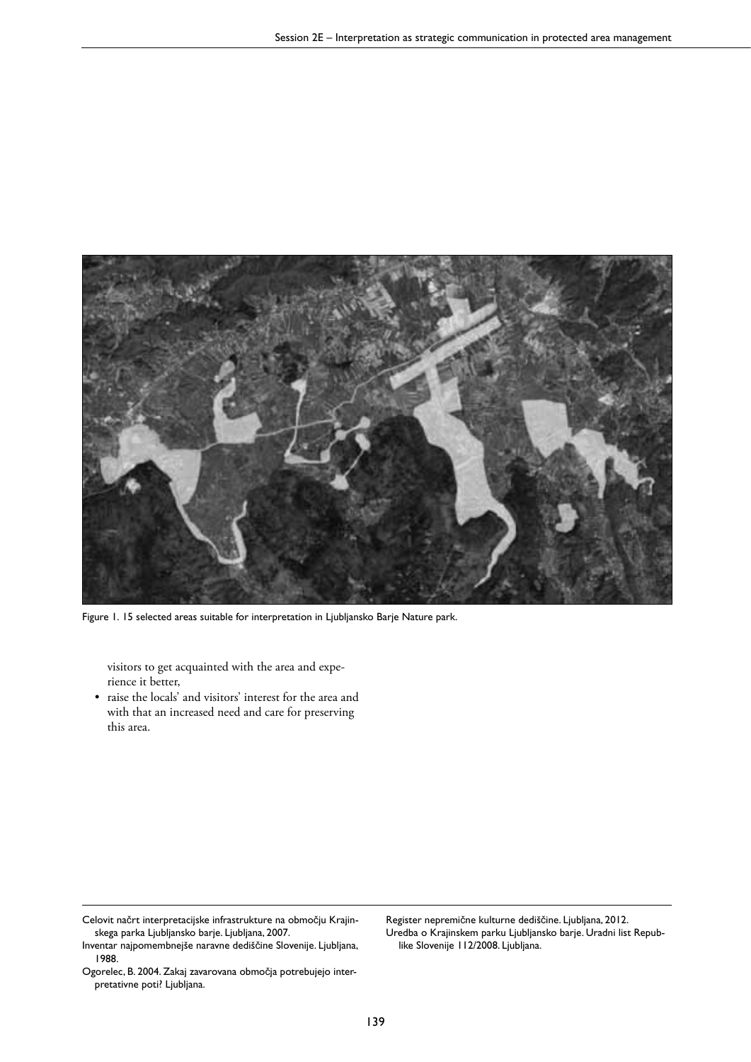Figure 1. 15 selected areas suitable for interpretation in Ljubljansko Barje Nature park.

visitors to get acquainted with the area and experience it better,

- raise the locals' and visitors' interest for the area and with that an increased need and care for preserving this area.

Celovit načrt interpretacijske infrastrukture na območju Krajinskega parka Ljubljansko barje. Ljubljana, 2007.

Inventar najpomembnejše naravne dediščine Slovenije. Ljubljana, 1988.

Ogorelec, B. 2004. Zakaj zavarovana območja potrebujejo interpretativne poti? Ljubljana.

Register nepremične kulturne dediščine. Ljubljana, 2012.

Uredba o Krajinskem parku Ljubljansko barje. Uradni list Republike Slovenije 112/2008. Ljubljana.